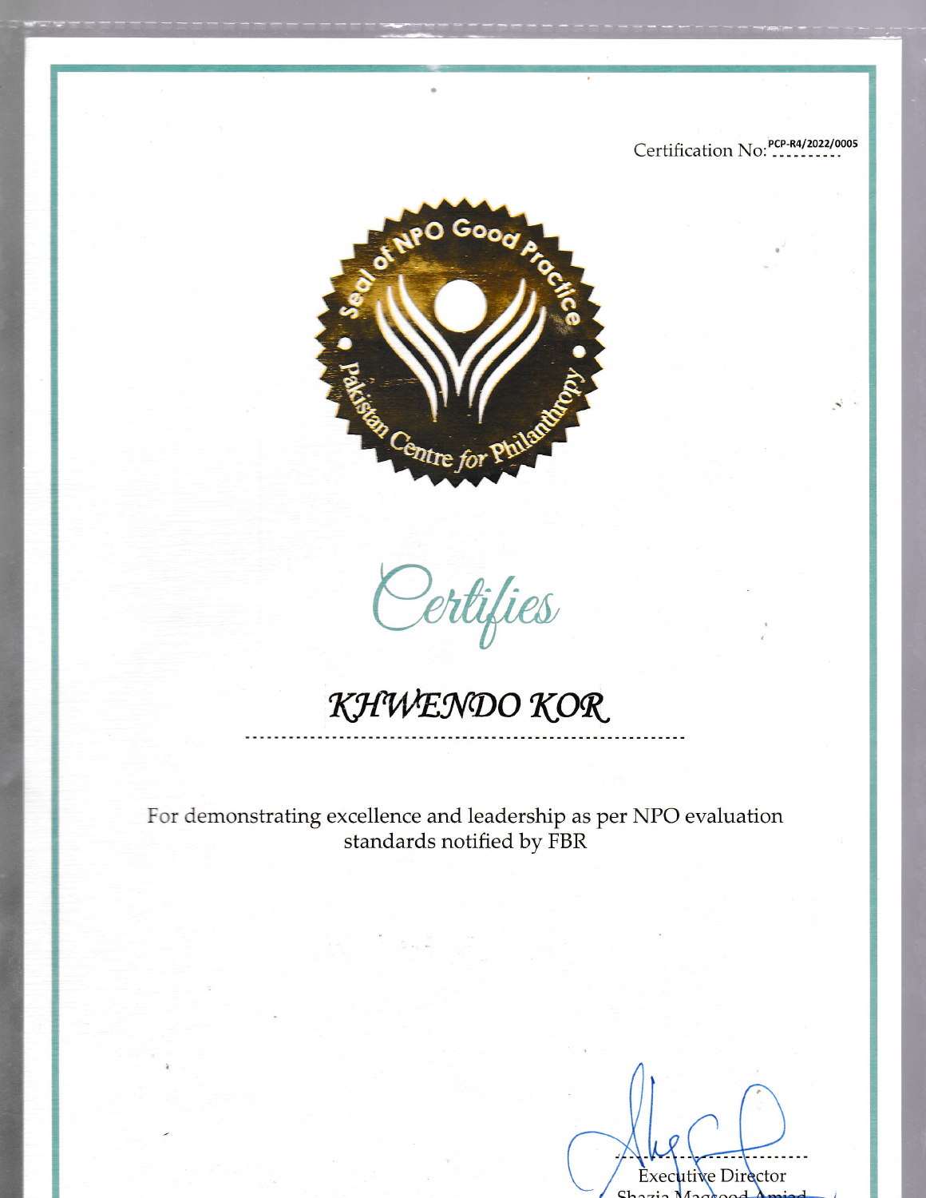Certification No: PCP-R4/2022/0005

Seal of NPO Good Practice

Pakistan Centre for Philanthropy

*Certifies*

# KHWENDO KOR

For demonstrating excellence and leadership as per NPO evaluation standards notified by FBR

Executive Director

Shazia Maqsood Amjad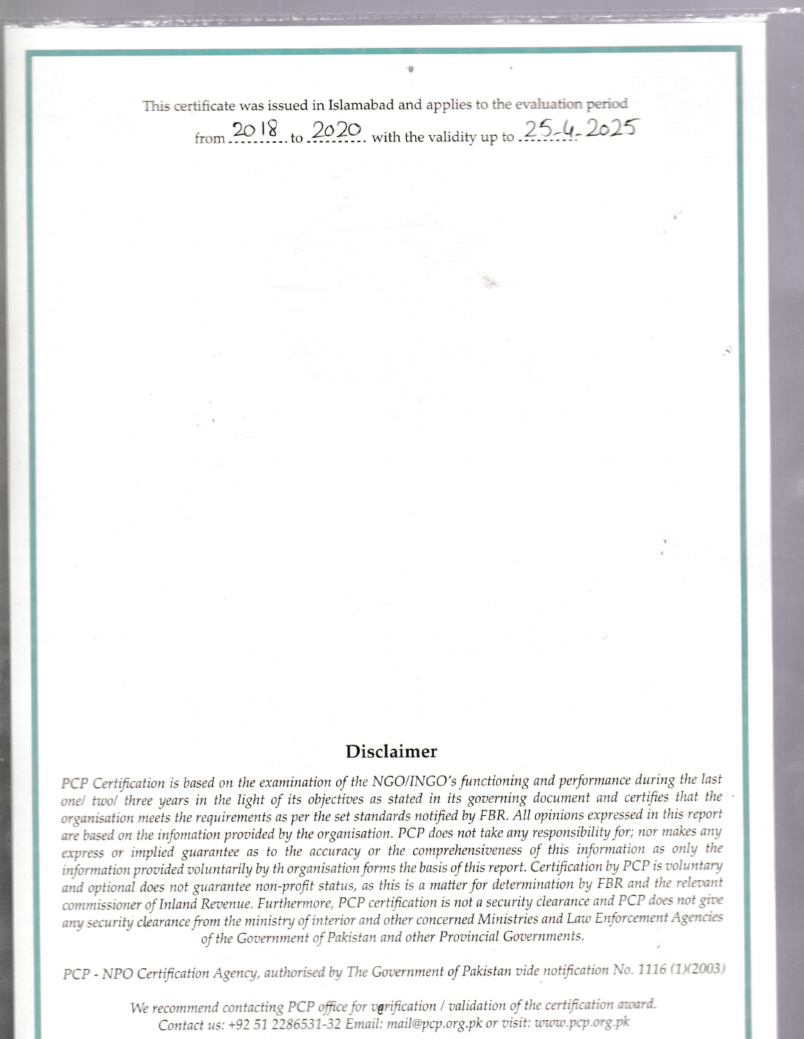This certificate was issued in Islamabad and applies to the evaluation period from 2018 to 2020 with the validity up to 25-4-2025

## Disclaimer

*PCP Certification is based on the examination of the NGO/INGO's functioning and performance during the last one/ two/ three years in the light of its objectives as stated in its governing document and certifies that the organisation meets the requirements as per the set standards notified by FBR. All opinions expressed in this report are based on the infomation provided by the organisation. PCP does not take any responsibility for; nor makes any express or implied guarantee as to the accuracy or the comprehensiveness of this information as only the information provided voluntarily by th organisation forms the basis of this report. Certification by PCP is voluntary and optional does not guarantee non-profit status, as this is a matter for determination by FBR and the relevant commissioner of Inland Revenue. Furthermore, PCP certification is not a security clearance and PCP does not give any security clearance from the ministry of interior and other concerned Ministries and Law Enforcement Agencies of the Government of Pakistan and other Provincial Governments.*

*PCP - NPO Certification Agency, authorised by The Government of Pakistan vide notification No. 1116 (1)(2003)*

*We recommend contacting PCP office for verification / validation of the certification award.*
*Contact us: +92 51 2286531-32 Email: mail@pcp.org.pk or visit: www.pcp.org.pk*